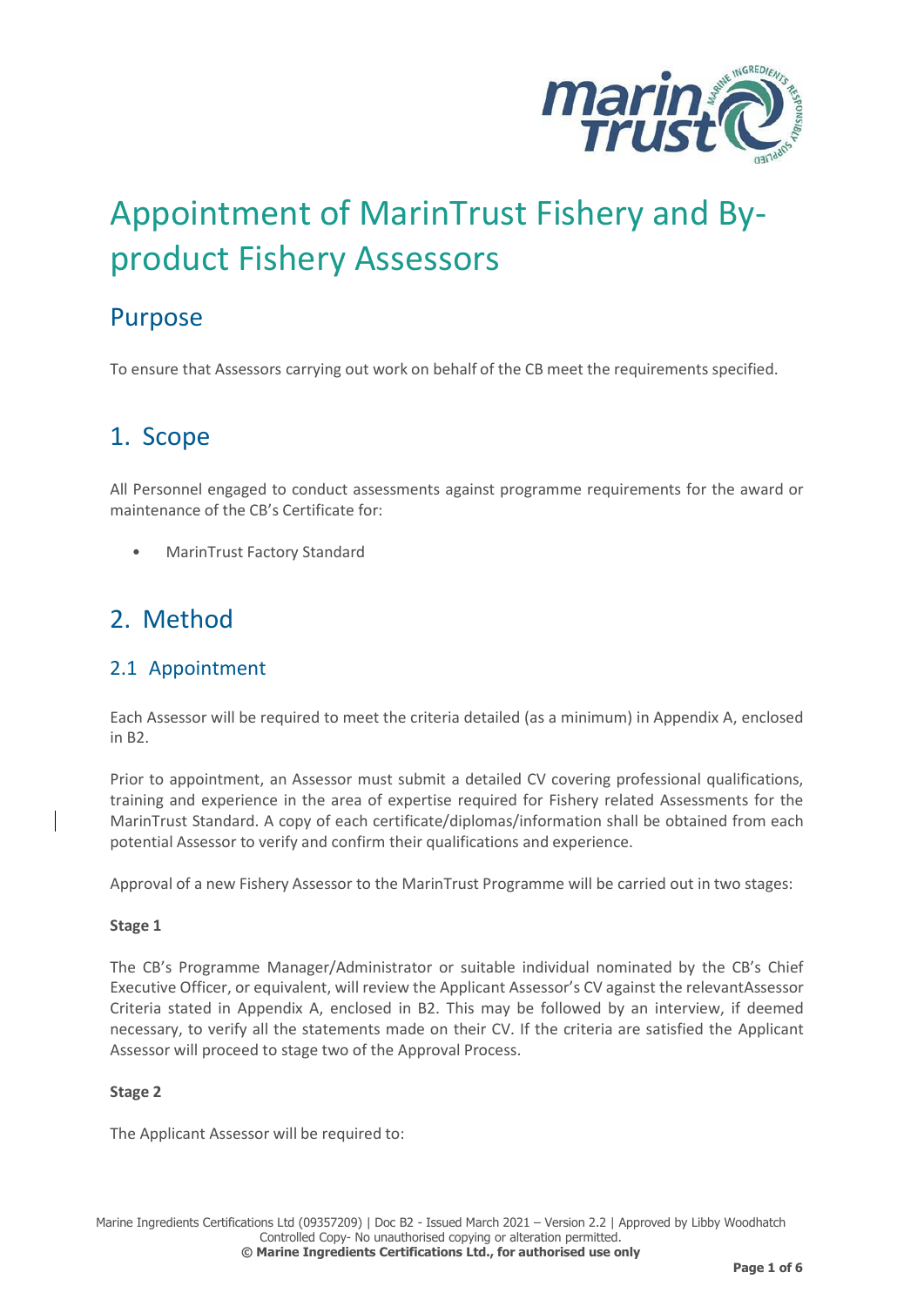# Appointment of MarinTrust Fishery and By-product Fishery Assessors

## Purpose

To ensure that Assessors carrying out work on behalf of the CB meet the requirements specified.

## 1. Scope

All Personnel engaged to conduct assessments against programme requirements for the award or maintenance of the CB's Certificate for:

- MarinTrust Factory Standard

## 2. Method

### 2.1 Appointment

Each Assessor will be required to meet the criteria detailed (as a minimum) in Appendix A, enclosed in B2.

Prior to appointment, an Assessor must submit a detailed CV covering professional qualifications, training and experience in the area of expertise required for Fishery related Assessments for the MarinTrust Standard. A copy of each certificate/diplomas/information shall be obtained from each potential Assessor to verify and confirm their qualifications and experience.

Approval of a new Fishery Assessor to the MarinTrust Programme will be carried out in two stages:

**Stage 1**

The CB's Programme Manager/Administrator or suitable individual nominated by the CB's Chief Executive Officer, or equivalent, will review the Applicant Assessor's CV against the relevantAssessor Criteria stated in Appendix A, enclosed in B2. This may be followed by an interview, if deemed necessary, to verify all the statements made on their CV. If the criteria are satisfied the Applicant Assessor will proceed to stage two of the Approval Process.

**Stage 2**

The Applicant Assessor will be required to: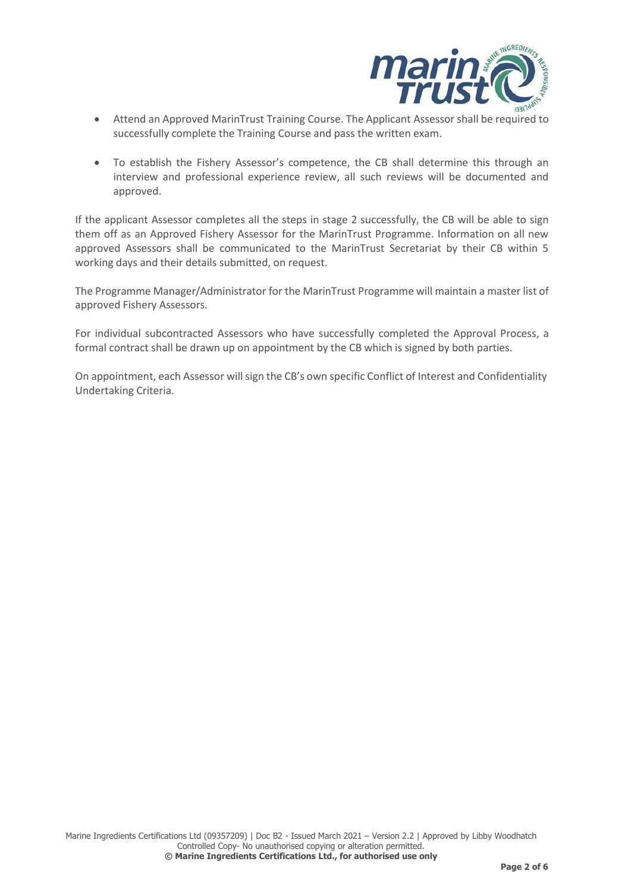- Attend an Approved MarinTrust Training Course. The Applicant Assessor shall be required to successfully complete the Training Course and pass the written exam.

- To establish the Fishery Assessor's competence, the CB shall determine this through an interview and professional experience review, all such reviews will be documented and approved.

If the applicant Assessor completes all the steps in stage 2 successfully, the CB will be able to sign them off as an Approved Fishery Assessor for the MarinTrust Programme. Information on all new approved Assessors shall be communicated to the MarinTrust Secretariat by their CB within 5 working days and their details submitted, on request.

The Programme Manager/Administrator for the MarinTrust Programme will maintain a master list of approved Fishery Assessors.

For individual subcontracted Assessors who have successfully completed the Approval Process, a formal contract shall be drawn up on appointment by the CB which is signed by both parties.

On appointment, each Assessor will sign the CB's own specific Conflict of Interest and Confidentiality Undertaking Criteria.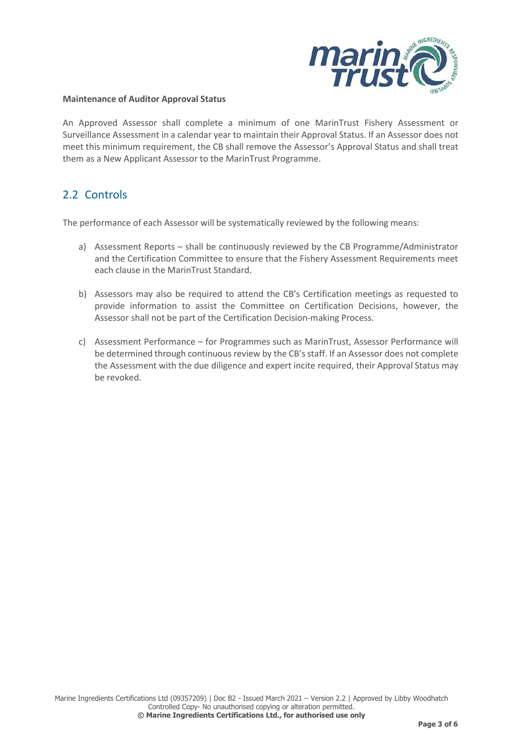**Maintenance of Auditor Approval Status**

An Approved Assessor shall complete a minimum of one MarinTrust Fishery Assessment or Surveillance Assessment in a calendar year to maintain their Approval Status. If an Assessor does not meet this minimum requirement, the CB shall remove the Assessor's Approval Status and shall treat them as a New Applicant Assessor to the MarinTrust Programme.

## 2.2 Controls

The performance of each Assessor will be systematically reviewed by the following means:

a) Assessment Reports – shall be continuously reviewed by the CB Programme/Administrator and the Certification Committee to ensure that the Fishery Assessment Requirements meet each clause in the MarinTrust Standard.

b) Assessors may also be required to attend the CB's Certification meetings as requested to provide information to assist the Committee on Certification Decisions, however, the Assessor shall not be part of the Certification Decision-making Process.

c) Assessment Performance – for Programmes such as MarinTrust, Assessor Performance will be determined through continuous review by the CB's staff. If an Assessor does not complete the Assessment with the due diligence and expert incite required, their Approval Status may be revoked.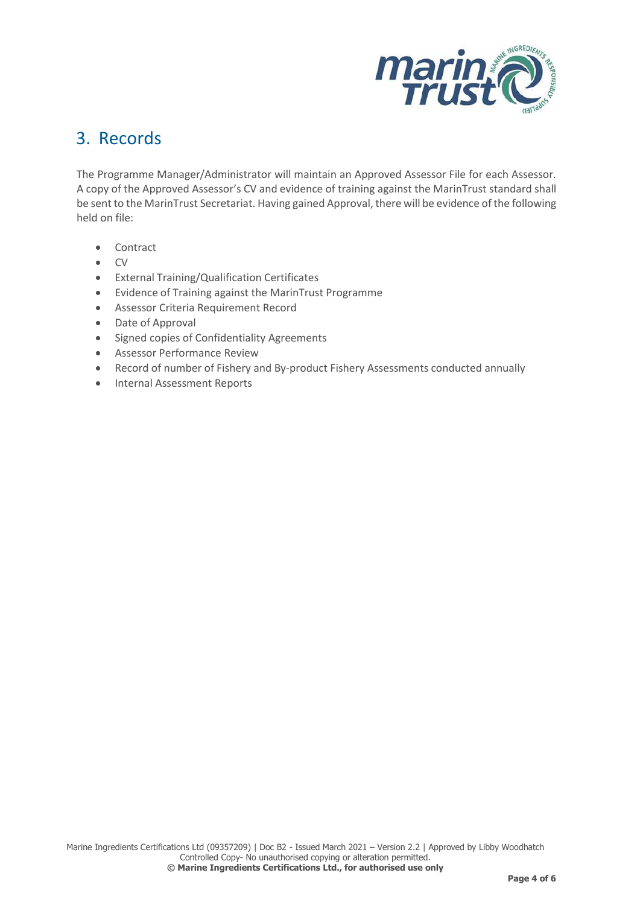## 3. Records

The Programme Manager/Administrator will maintain an Approved Assessor File for each Assessor. A copy of the Approved Assessor's CV and evidence of training against the MarinTrust standard shall be sent to the MarinTrust Secretariat. Having gained Approval, there will be evidence of the following held on file:

- Contract
- CV
- External Training/Qualification Certificates
- Evidence of Training against the MarinTrust Programme
- Assessor Criteria Requirement Record
- Date of Approval
- Signed copies of Confidentiality Agreements
- Assessor Performance Review
- Record of number of Fishery and By-product Fishery Assessments conducted annually
- Internal Assessment Reports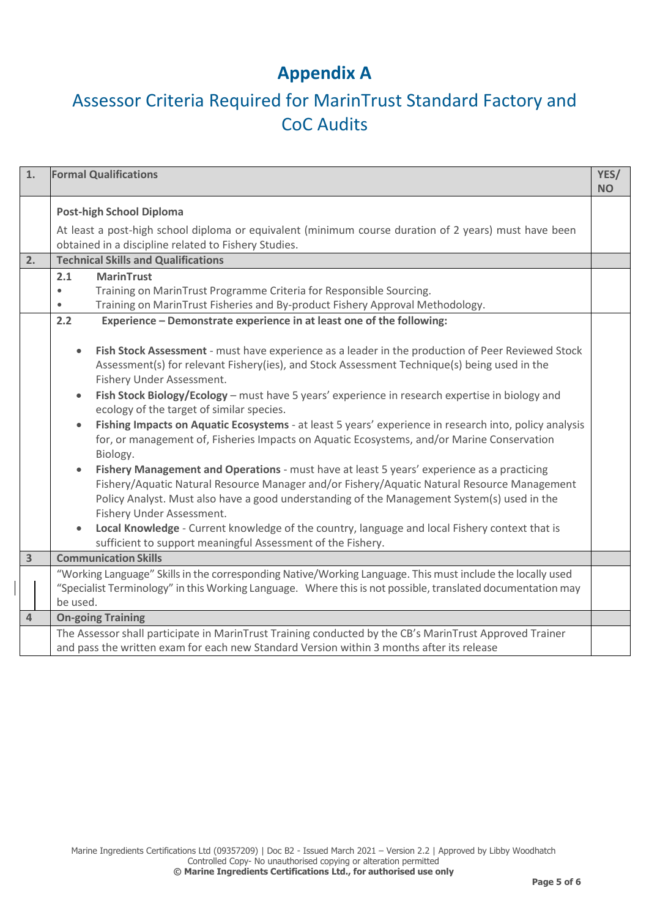# Appendix A

## Assessor Criteria Required for MarinTrust Standard Factory and CoC Audits

| 1. | Formal Qualifications | YES/ NO |
|---|---|---|
| | **Post-high School Diploma**<br><br>At least a post-high school diploma or equivalent (minimum course duration of 2 years) must have been obtained in a discipline related to Fishery Studies. | |
| **2.** | **Technical Skills and Qualifications** | |
| | **2.1 MarinTrust**<br>• Training on MarinTrust Programme Criteria for Responsible Sourcing.<br>• Training on MarinTrust Fisheries and By-product Fishery Approval Methodology. | |
| | **2.2 Experience – Demonstrate experience in at least one of the following:**<br><br>• **Fish Stock Assessment** - must have experience as a leader in the production of Peer Reviewed Stock Assessment(s) for relevant Fishery(ies), and Stock Assessment Technique(s) being used in the Fishery Under Assessment.<br>• **Fish Stock Biology/Ecology** – must have 5 years' experience in research expertise in biology and ecology of the target of similar species.<br>• **Fishing Impacts on Aquatic Ecosystems** - at least 5 years' experience in research into, policy analysis for, or management of, Fisheries Impacts on Aquatic Ecosystems, and/or Marine Conservation Biology.<br>• **Fishery Management and Operations** - must have at least 5 years' experience as a practicing Fishery/Aquatic Natural Resource Manager and/or Fishery/Aquatic Natural Resource Management Policy Analyst. Must also have a good understanding of the Management System(s) used in the Fishery Under Assessment.<br>• **Local Knowledge** - Current knowledge of the country, language and local Fishery context that is sufficient to support meaningful Assessment of the Fishery. | |
| **3** | **Communication Skills** | |
| | "Working Language" Skills in the corresponding Native/Working Language. This must include the locally used "Specialist Terminology" in this Working Language. Where this is not possible, translated documentation may be used. | |
| **4** | **On-going Training** | |
| | The Assessor shall participate in MarinTrust Training conducted by the CB's MarinTrust Approved Trainer and pass the written exam for each new Standard Version within 3 months after its release | |

Marine Ingredients Certifications Ltd (09357209) | Doc B2 - Issued March 2021 – Version 2.2 | Approved by Libby Woodhatch
Controlled Copy- No unauthorised copying or alteration permitted
**© Marine Ingredients Certifications Ltd., for authorised use only**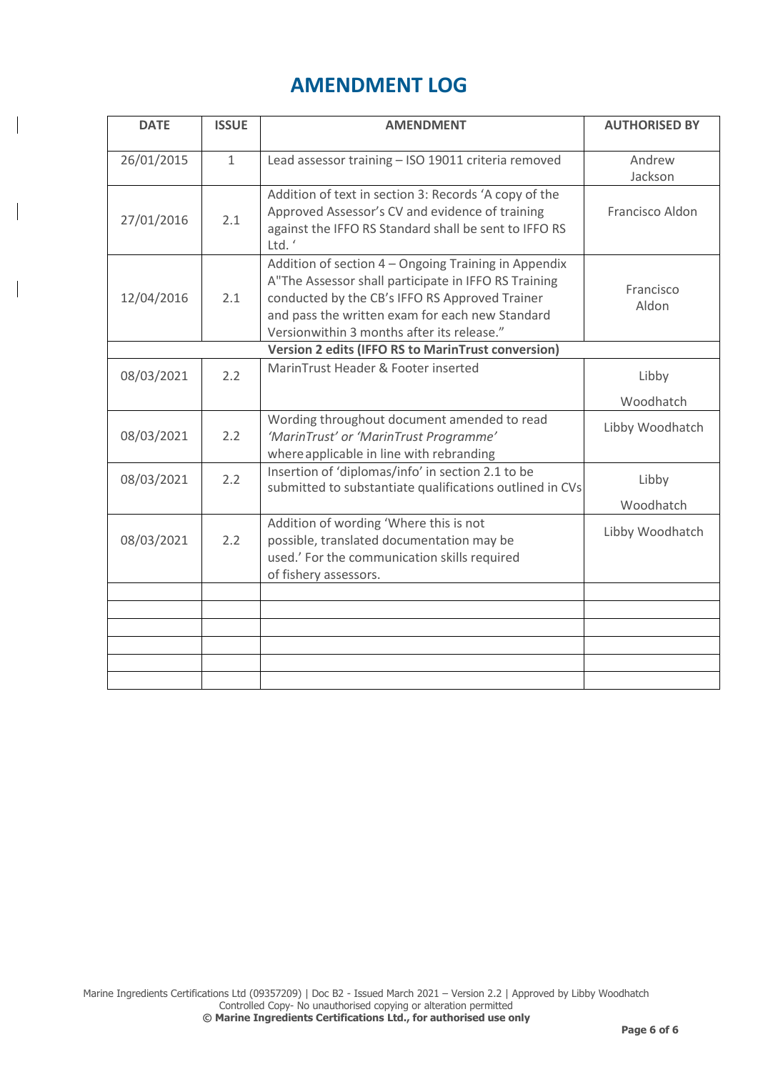# AMENDMENT LOG

| DATE | ISSUE | AMENDMENT | AUTHORISED BY |
|---|---|---|---|
| 26/01/2015 | 1 | Lead assessor training – ISO 19011 criteria removed | Andrew Jackson |
| 27/01/2016 | 2.1 | Addition of text in section 3: Records 'A copy of the Approved Assessor's CV and evidence of training against the IFFO RS Standard shall be sent to IFFO RS Ltd. ' | Francisco Aldon |
| 12/04/2016 | 2.1 | Addition of section 4 – Ongoing Training in Appendix A"The Assessor shall participate in IFFO RS Training conducted by the CB's IFFO RS Approved Trainer and pass the written exam for each new Standard Versionwithin 3 months after its release." | Francisco Aldon |
| | | **Version 2 edits (IFFO RS to MarinTrust conversion)** | |
| 08/03/2021 | 2.2 | MarinTrust Header & Footer inserted | Libby Woodhatch |
| 08/03/2021 | 2.2 | Wording throughout document amended to read *'MarinTrust' or 'MarinTrust Programme'* where applicable in line with rebranding | Libby Woodhatch |
| 08/03/2021 | 2.2 | Insertion of 'diplomas/info' in section 2.1 to be submitted to substantiate qualifications outlined in CVs | Libby Woodhatch |
| 08/03/2021 | 2.2 | Addition of wording 'Where this is not possible, translated documentation may be used.' For the communication skills required of fishery assessors. | Libby Woodhatch |
| | | | |
| | | | |
| | | | |
| | | | |
| | | | |
| | | | |